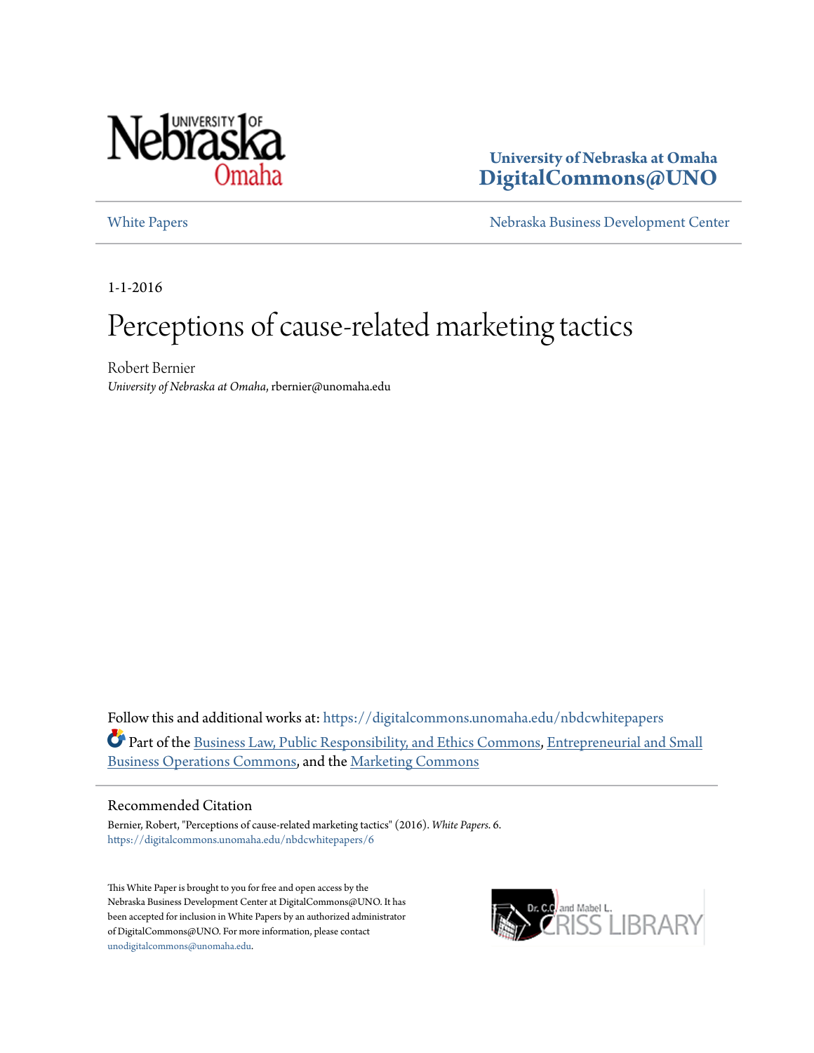University of Nebraska at Omaha
**DigitalCommons@UNO**

White Papers — Nebraska Business Development Center

1-1-2016

# Perceptions of cause-related marketing tactics

Robert Bernier
*University of Nebraska at Omaha*, rbernier@unomaha.edu

Follow this and additional works at: https://digitalcommons.unomaha.edu/nbdcwhitepapers

Part of the Business Law, Public Responsibility, and Ethics Commons, Entrepreneurial and Small Business Operations Commons, and the Marketing Commons

## Recommended Citation

Bernier, Robert, "Perceptions of cause-related marketing tactics" (2016). *White Papers*. 6.
https://digitalcommons.unomaha.edu/nbdcwhitepapers/6

This White Paper is brought to you for free and open access by the Nebraska Business Development Center at DigitalCommons@UNO. It has been accepted for inclusion in White Papers by an authorized administrator of DigitalCommons@UNO. For more information, please contact unodigitalcommons@unomaha.edu.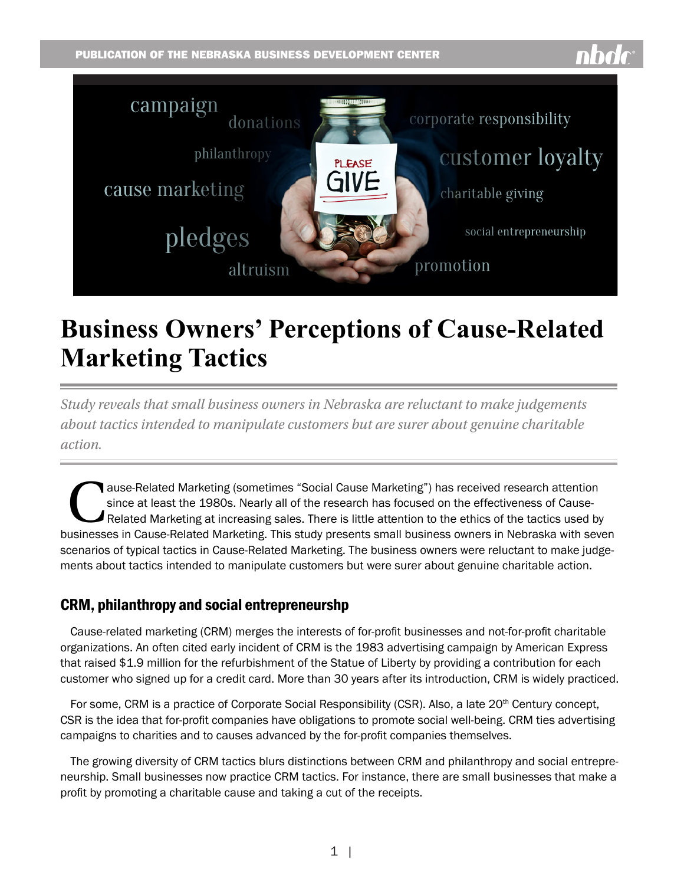# Business Owners' Perceptions of Cause-Related Marketing Tactics

*Study reveals that small business owners in Nebraska are reluctant to make judgements about tactics intended to manipulate customers but are surer about genuine charitable action.*

Cause-Related Marketing (sometimes "Social Cause Marketing") has received research attention since at least the 1980s. Nearly all of the research has focused on the effectiveness of Cause-Related Marketing at increasing sales. There is little attention to the ethics of the tactics used by businesses in Cause-Related Marketing. This study presents small business owners in Nebraska with seven scenarios of typical tactics in Cause-Related Marketing. The business owners were reluctant to make judgements about tactics intended to manipulate customers but were surer about genuine charitable action.

## CRM, philanthropy and social entrepreneurshp

Cause-related marketing (CRM) merges the interests of for-profit businesses and not-for-profit charitable organizations. An often cited early incident of CRM is the 1983 advertising campaign by American Express that raised $1.9 million for the refurbishment of the Statue of Liberty by providing a contribution for each customer who signed up for a credit card. More than 30 years after its introduction, CRM is widely practiced.

For some, CRM is a practice of Corporate Social Responsibility (CSR). Also, a late 20th Century concept, CSR is the idea that for-profit companies have obligations to promote social well-being. CRM ties advertising campaigns to charities and to causes advanced by the for-profit companies themselves.

The growing diversity of CRM tactics blurs distinctions between CRM and philanthropy and social entrepreneurship. Small businesses now practice CRM tactics. For instance, there are small businesses that make a profit by promoting a charitable cause and taking a cut of the receipts.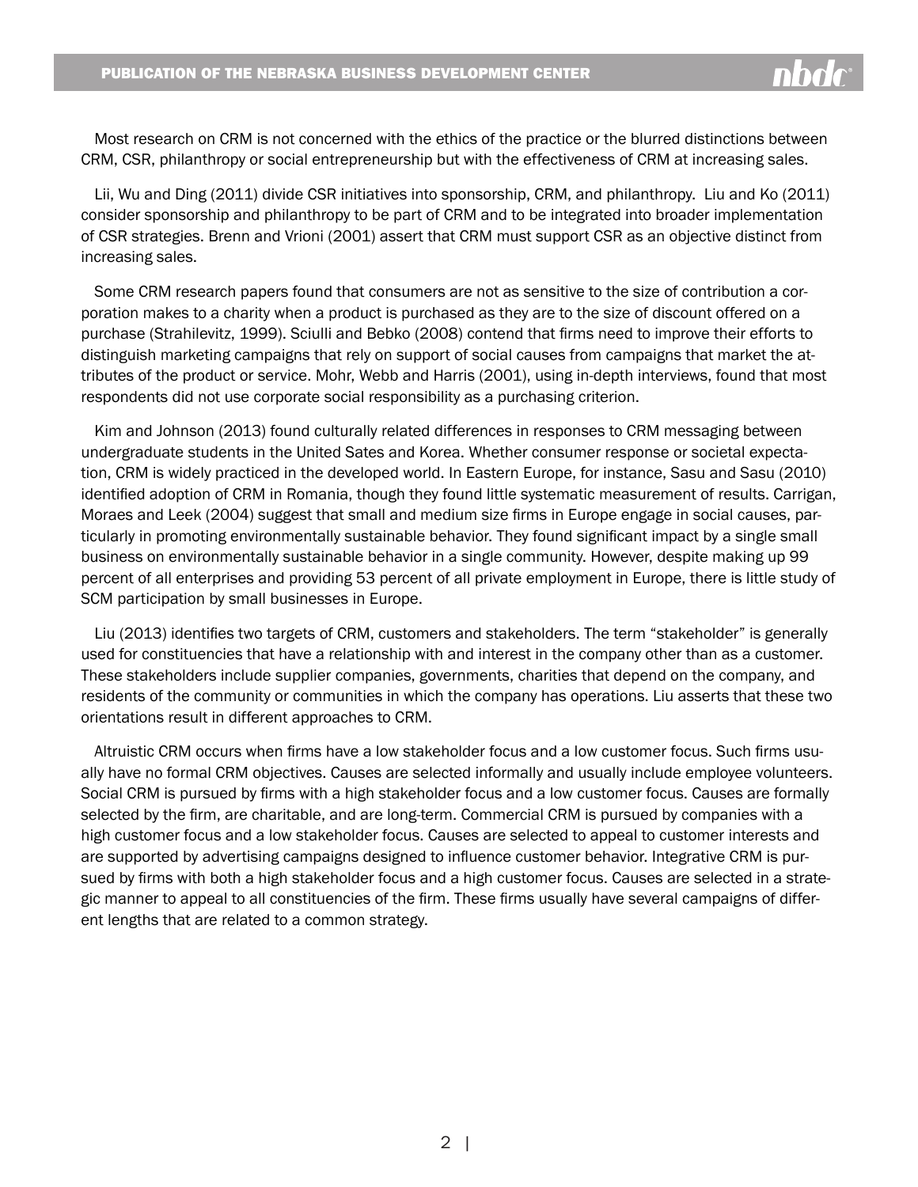Most research on CRM is not concerned with the ethics of the practice or the blurred distinctions between CRM, CSR, philanthropy or social entrepreneurship but with the effectiveness of CRM at increasing sales.

Lii, Wu and Ding (2011) divide CSR initiatives into sponsorship, CRM, and philanthropy. Liu and Ko (2011) consider sponsorship and philanthropy to be part of CRM and to be integrated into broader implementation of CSR strategies. Brenn and Vrioni (2001) assert that CRM must support CSR as an objective distinct from increasing sales.

Some CRM research papers found that consumers are not as sensitive to the size of contribution a corporation makes to a charity when a product is purchased as they are to the size of discount offered on a purchase (Strahilevitz, 1999). Sciulli and Bebko (2008) contend that firms need to improve their efforts to distinguish marketing campaigns that rely on support of social causes from campaigns that market the attributes of the product or service. Mohr, Webb and Harris (2001), using in-depth interviews, found that most respondents did not use corporate social responsibility as a purchasing criterion.

Kim and Johnson (2013) found culturally related differences in responses to CRM messaging between undergraduate students in the United Sates and Korea. Whether consumer response or societal expectation, CRM is widely practiced in the developed world. In Eastern Europe, for instance, Sasu and Sasu (2010) identified adoption of CRM in Romania, though they found little systematic measurement of results. Carrigan, Moraes and Leek (2004) suggest that small and medium size firms in Europe engage in social causes, particularly in promoting environmentally sustainable behavior. They found significant impact by a single small business on environmentally sustainable behavior in a single community. However, despite making up 99 percent of all enterprises and providing 53 percent of all private employment in Europe, there is little study of SCM participation by small businesses in Europe.

Liu (2013) identifies two targets of CRM, customers and stakeholders. The term "stakeholder" is generally used for constituencies that have a relationship with and interest in the company other than as a customer. These stakeholders include supplier companies, governments, charities that depend on the company, and residents of the community or communities in which the company has operations. Liu asserts that these two orientations result in different approaches to CRM.

Altruistic CRM occurs when firms have a low stakeholder focus and a low customer focus. Such firms usually have no formal CRM objectives. Causes are selected informally and usually include employee volunteers. Social CRM is pursued by firms with a high stakeholder focus and a low customer focus. Causes are formally selected by the firm, are charitable, and are long-term. Commercial CRM is pursued by companies with a high customer focus and a low stakeholder focus. Causes are selected to appeal to customer interests and are supported by advertising campaigns designed to influence customer behavior. Integrative CRM is pursued by firms with both a high stakeholder focus and a high customer focus. Causes are selected in a strategic manner to appeal to all constituencies of the firm. These firms usually have several campaigns of different lengths that are related to a common strategy.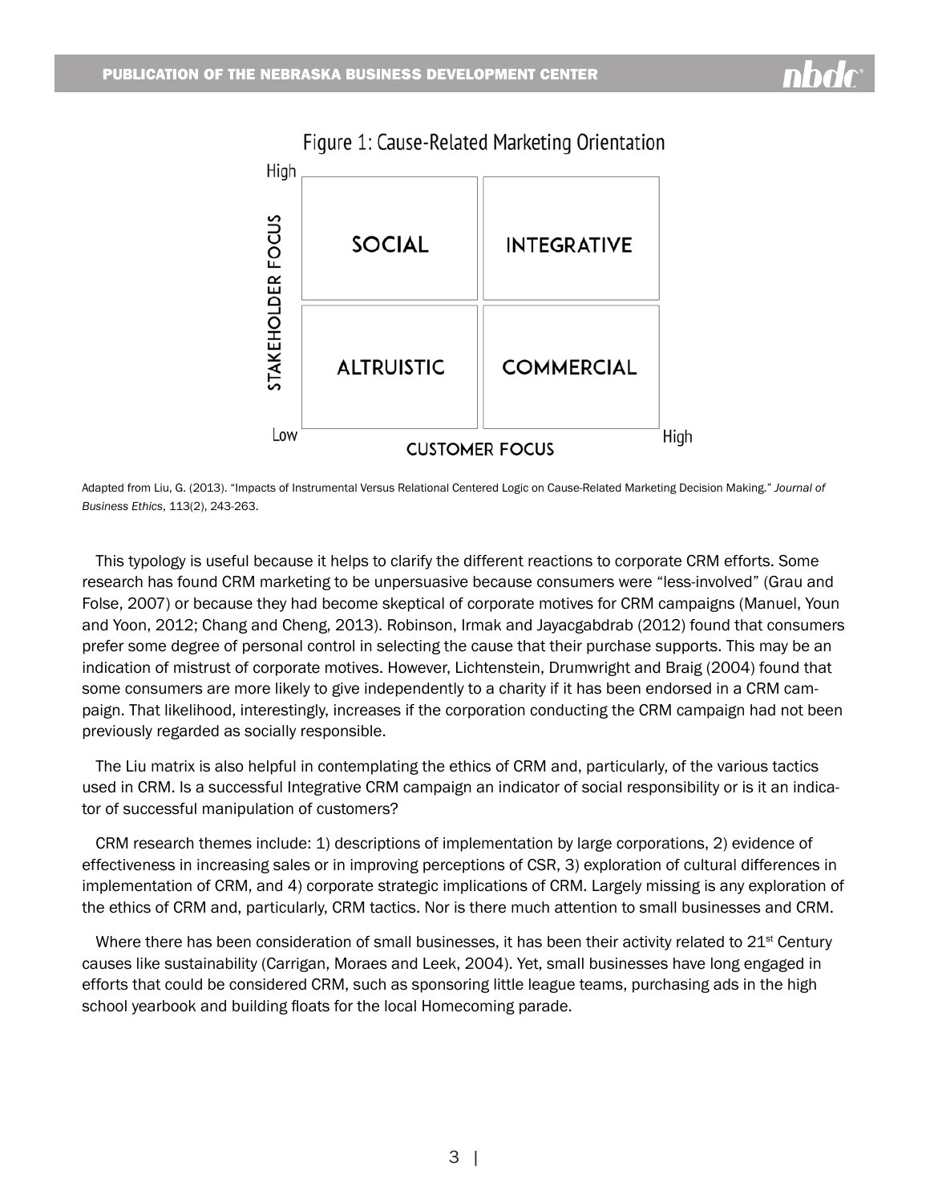Figure 1: Cause-Related Marketing Orientation

| | Low Customer Focus | High Customer Focus |
|---|---|---|
| **High Stakeholder Focus** | SOCIAL | INTEGRATIVE |
| **Low Stakeholder Focus** | ALTRUISTIC | COMMERCIAL |

Adapted from Liu, G. (2013). "Impacts of Instrumental Versus Relational Centered Logic on Cause-Related Marketing Decision Making." *Journal of Business Ethics*, 113(2), 243-263.

This typology is useful because it helps to clarify the different reactions to corporate CRM efforts. Some research has found CRM marketing to be unpersuasive because consumers were "less-involved" (Grau and Folse, 2007) or because they had become skeptical of corporate motives for CRM campaigns (Manuel, Youn and Yoon, 2012; Chang and Cheng, 2013). Robinson, Irmak and Jayacgabdrab (2012) found that consumers prefer some degree of personal control in selecting the cause that their purchase supports. This may be an indication of mistrust of corporate motives. However, Lichtenstein, Drumwright and Braig (2004) found that some consumers are more likely to give independently to a charity if it has been endorsed in a CRM campaign. That likelihood, interestingly, increases if the corporation conducting the CRM campaign had not been previously regarded as socially responsible.

The Liu matrix is also helpful in contemplating the ethics of CRM and, particularly, of the various tactics used in CRM. Is a successful Integrative CRM campaign an indicator of social responsibility or is it an indicator of successful manipulation of customers?

CRM research themes include: 1) descriptions of implementation by large corporations, 2) evidence of effectiveness in increasing sales or in improving perceptions of CSR, 3) exploration of cultural differences in implementation of CRM, and 4) corporate strategic implications of CRM. Largely missing is any exploration of the ethics of CRM and, particularly, CRM tactics. Nor is there much attention to small businesses and CRM.

Where there has been consideration of small businesses, it has been their activity related to 21st Century causes like sustainability (Carrigan, Moraes and Leek, 2004). Yet, small businesses have long engaged in efforts that could be considered CRM, such as sponsoring little league teams, purchasing ads in the high school yearbook and building floats for the local Homecoming parade.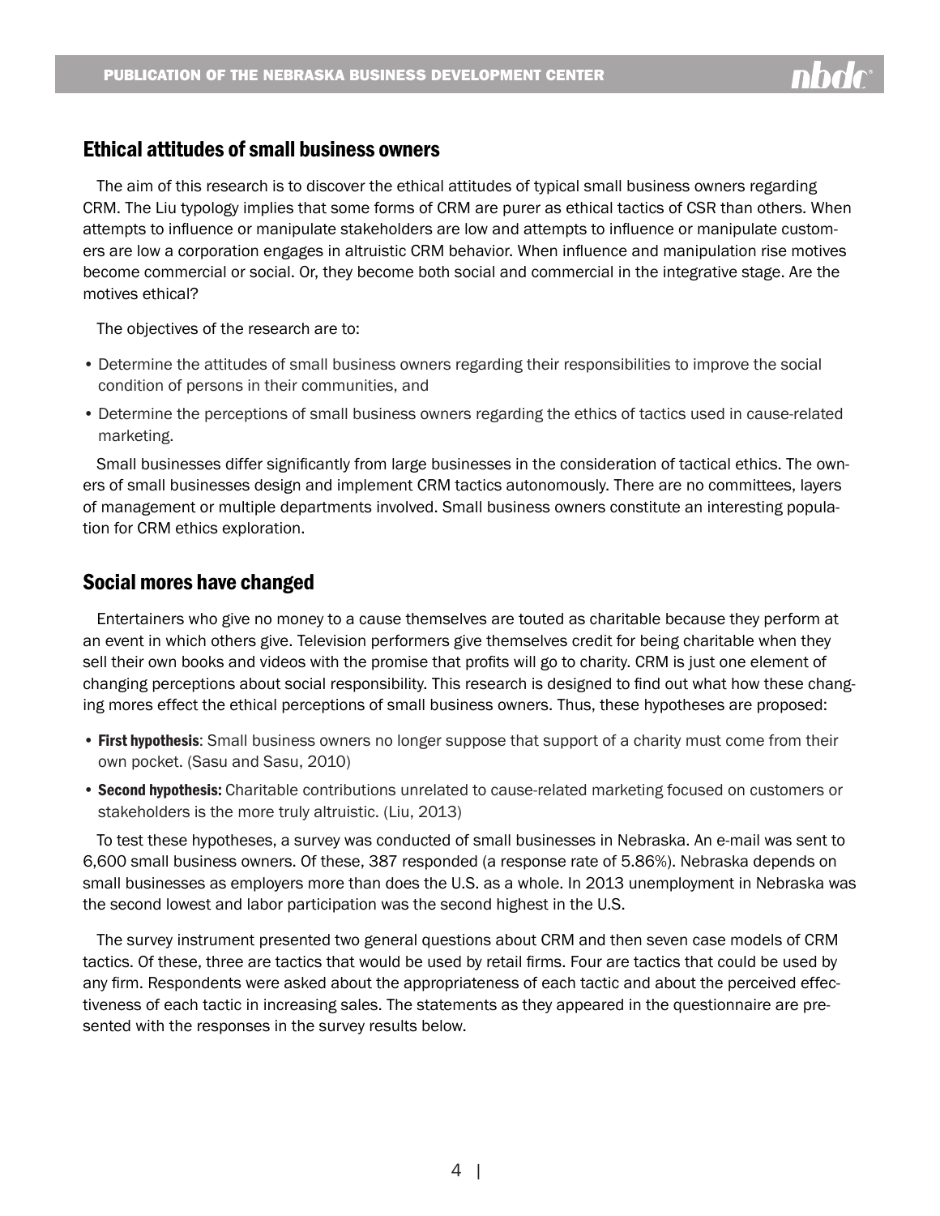## Ethical attitudes of small business owners

The aim of this research is to discover the ethical attitudes of typical small business owners regarding CRM. The Liu typology implies that some forms of CRM are purer as ethical tactics of CSR than others. When attempts to influence or manipulate stakeholders are low and attempts to influence or manipulate customers are low a corporation engages in altruistic CRM behavior. When influence and manipulation rise motives become commercial or social. Or, they become both social and commercial in the integrative stage. Are the motives ethical?

The objectives of the research are to:

- Determine the attitudes of small business owners regarding their responsibilities to improve the social condition of persons in their communities, and
- Determine the perceptions of small business owners regarding the ethics of tactics used in cause-related marketing.

Small businesses differ significantly from large businesses in the consideration of tactical ethics. The owners of small businesses design and implement CRM tactics autonomously. There are no committees, layers of management or multiple departments involved. Small business owners constitute an interesting population for CRM ethics exploration.

## Social mores have changed

Entertainers who give no money to a cause themselves are touted as charitable because they perform at an event in which others give. Television performers give themselves credit for being charitable when they sell their own books and videos with the promise that profits will go to charity. CRM is just one element of changing perceptions about social responsibility. This research is designed to find out what how these changing mores effect the ethical perceptions of small business owners. Thus, these hypotheses are proposed:

- **First hypothesis**: Small business owners no longer suppose that support of a charity must come from their own pocket. (Sasu and Sasu, 2010)
- **Second hypothesis:** Charitable contributions unrelated to cause-related marketing focused on customers or stakeholders is the more truly altruistic. (Liu, 2013)

To test these hypotheses, a survey was conducted of small businesses in Nebraska. An e-mail was sent to 6,600 small business owners. Of these, 387 responded (a response rate of 5.86%). Nebraska depends on small businesses as employers more than does the U.S. as a whole. In 2013 unemployment in Nebraska was the second lowest and labor participation was the second highest in the U.S.

The survey instrument presented two general questions about CRM and then seven case models of CRM tactics. Of these, three are tactics that would be used by retail firms. Four are tactics that could be used by any firm. Respondents were asked about the appropriateness of each tactic and about the perceived effectiveness of each tactic in increasing sales. The statements as they appeared in the questionnaire are presented with the responses in the survey results below.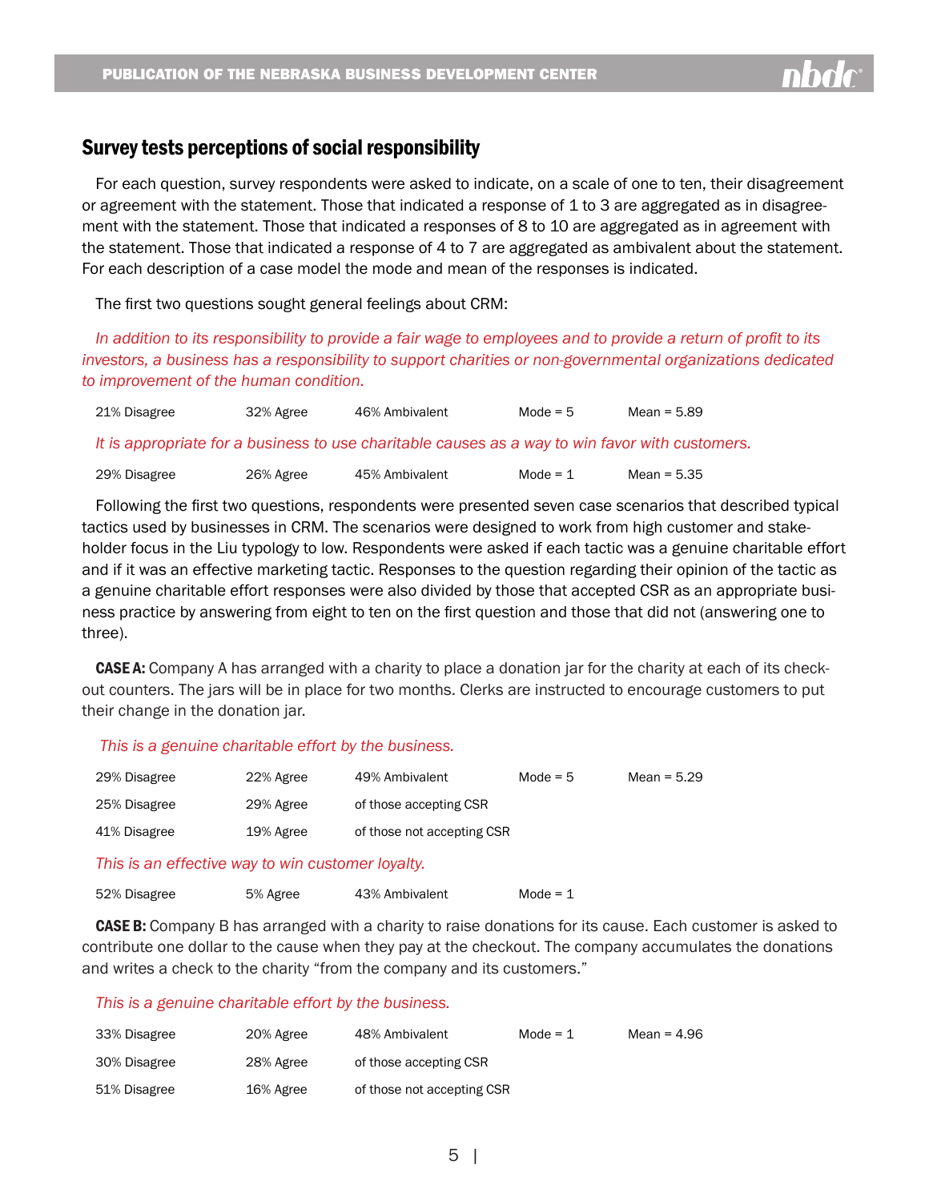## Survey tests perceptions of social responsibility

For each question, survey respondents were asked to indicate, on a scale of one to ten, their disagreement or agreement with the statement. Those that indicated a response of 1 to 3 are aggregated as in disagreement with the statement. Those that indicated a responses of 8 to 10 are aggregated as in agreement with the statement. Those that indicated a response of 4 to 7 are aggregated as ambivalent about the statement. For each description of a case model the mode and mean of the responses is indicated.

The first two questions sought general feelings about CRM:

*In addition to its responsibility to provide a fair wage to employees and to provide a return of profit to its investors, a business has a responsibility to support charities or non-governmental organizations dedicated to improvement of the human condition.*

| | | | | |
|---|---|---|---|---|
| 21% Disagree | 32% Agree | 46% Ambivalent | Mode = 5 | Mean = 5.89 |

*It is appropriate for a business to use charitable causes as a way to win favor with customers.*

| | | | | |
|---|---|---|---|---|
| 29% Disagree | 26% Agree | 45% Ambivalent | Mode = 1 | Mean = 5.35 |

Following the first two questions, respondents were presented seven case scenarios that described typical tactics used by businesses in CRM. The scenarios were designed to work from high customer and stakeholder focus in the Liu typology to low. Respondents were asked if each tactic was a genuine charitable effort and if it was an effective marketing tactic. Responses to the question regarding their opinion of the tactic as a genuine charitable effort responses were also divided by those that accepted CSR as an appropriate business practice by answering from eight to ten on the first question and those that did not (answering one to three).

**CASE A:** Company A has arranged with a charity to place a donation jar for the charity at each of its checkout counters. The jars will be in place for two months. Clerks are instructed to encourage customers to put their change in the donation jar.

*This is a genuine charitable effort by the business.*

| | | | | |
|---|---|---|---|---|
| 29% Disagree | 22% Agree | 49% Ambivalent | Mode = 5 | Mean = 5.29 |
| 25% Disagree | 29% Agree | of those accepting CSR | | |
| 41% Disagree | 19% Agree | of those not accepting CSR | | |

*This is an effective way to win customer loyalty.*

| | | | |
|---|---|---|---|
| 52% Disagree | 5% Agree | 43% Ambivalent | Mode = 1 |

**CASE B:** Company B has arranged with a charity to raise donations for its cause. Each customer is asked to contribute one dollar to the cause when they pay at the checkout. The company accumulates the donations and writes a check to the charity "from the company and its customers."

*This is a genuine charitable effort by the business.*

| | | | | |
|---|---|---|---|---|
| 33% Disagree | 20% Agree | 48% Ambivalent | Mode = 1 | Mean = 4.96 |
| 30% Disagree | 28% Agree | of those accepting CSR | | |
| 51% Disagree | 16% Agree | of those not accepting CSR | | |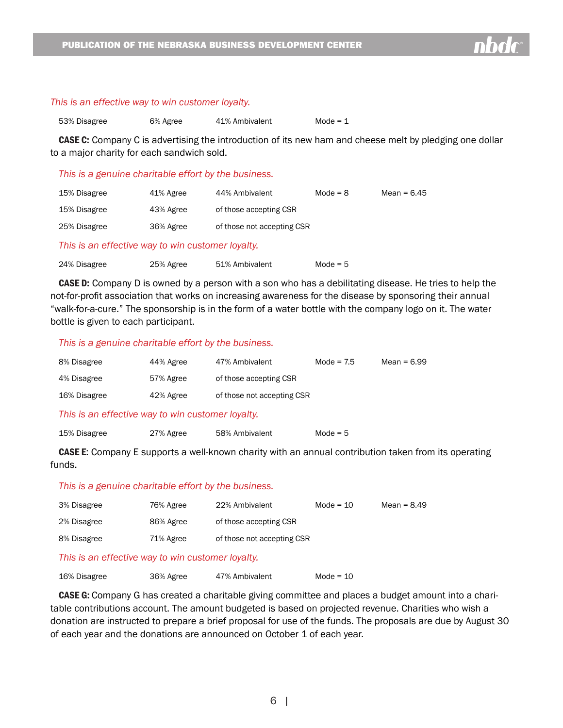*This is an effective way to win customer loyalty.*

| 53% Disagree | 6% Agree | 41% Ambivalent | Mode = 1 |
|---|---|---|---|

**CASE C:** Company C is advertising the introduction of its new ham and cheese melt by pledging one dollar to a major charity for each sandwich sold.

*This is a genuine charitable effort by the business.*

| 15% Disagree | 41% Agree | 44% Ambivalent | Mode = 8 | Mean = 6.45 |
|---|---|---|---|---|
| 15% Disagree | 43% Agree | of those accepting CSR | | |
| 25% Disagree | 36% Agree | of those not accepting CSR | | |

*This is an effective way to win customer loyalty.*

| 24% Disagree | 25% Agree | 51% Ambivalent | Mode = 5 |
|---|---|---|---|

**CASE D:** Company D is owned by a person with a son who has a debilitating disease. He tries to help the not-for-profit association that works on increasing awareness for the disease by sponsoring their annual "walk-for-a-cure." The sponsorship is in the form of a water bottle with the company logo on it. The water bottle is given to each participant.

*This is a genuine charitable effort by the business.*

| 8% Disagree | 44% Agree | 47% Ambivalent | Mode = 7.5 | Mean = 6.99 |
|---|---|---|---|---|
| 4% Disagree | 57% Agree | of those accepting CSR | | |
| 16% Disagree | 42% Agree | of those not accepting CSR | | |

*This is an effective way to win customer loyalty.*

| 15% Disagree | 27% Agree | 58% Ambivalent | Mode = 5 |
|---|---|---|---|

**CASE E**: Company E supports a well-known charity with an annual contribution taken from its operating funds.

*This is a genuine charitable effort by the business.*

| 3% Disagree | 76% Agree | 22% Ambivalent | Mode = 10 | Mean = 8.49 |
|---|---|---|---|---|
| 2% Disagree | 86% Agree | of those accepting CSR | | |
| 8% Disagree | 71% Agree | of those not accepting CSR | | |

*This is an effective way to win customer loyalty.*

| 16% Disagree | 36% Agree | 47% Ambivalent | Mode = 10 |
|---|---|---|---|

**CASE G:** Company G has created a charitable giving committee and places a budget amount into a charitable contributions account. The amount budgeted is based on projected revenue. Charities who wish a donation are instructed to prepare a brief proposal for use of the funds. The proposals are due by August 30 of each year and the donations are announced on October 1 of each year.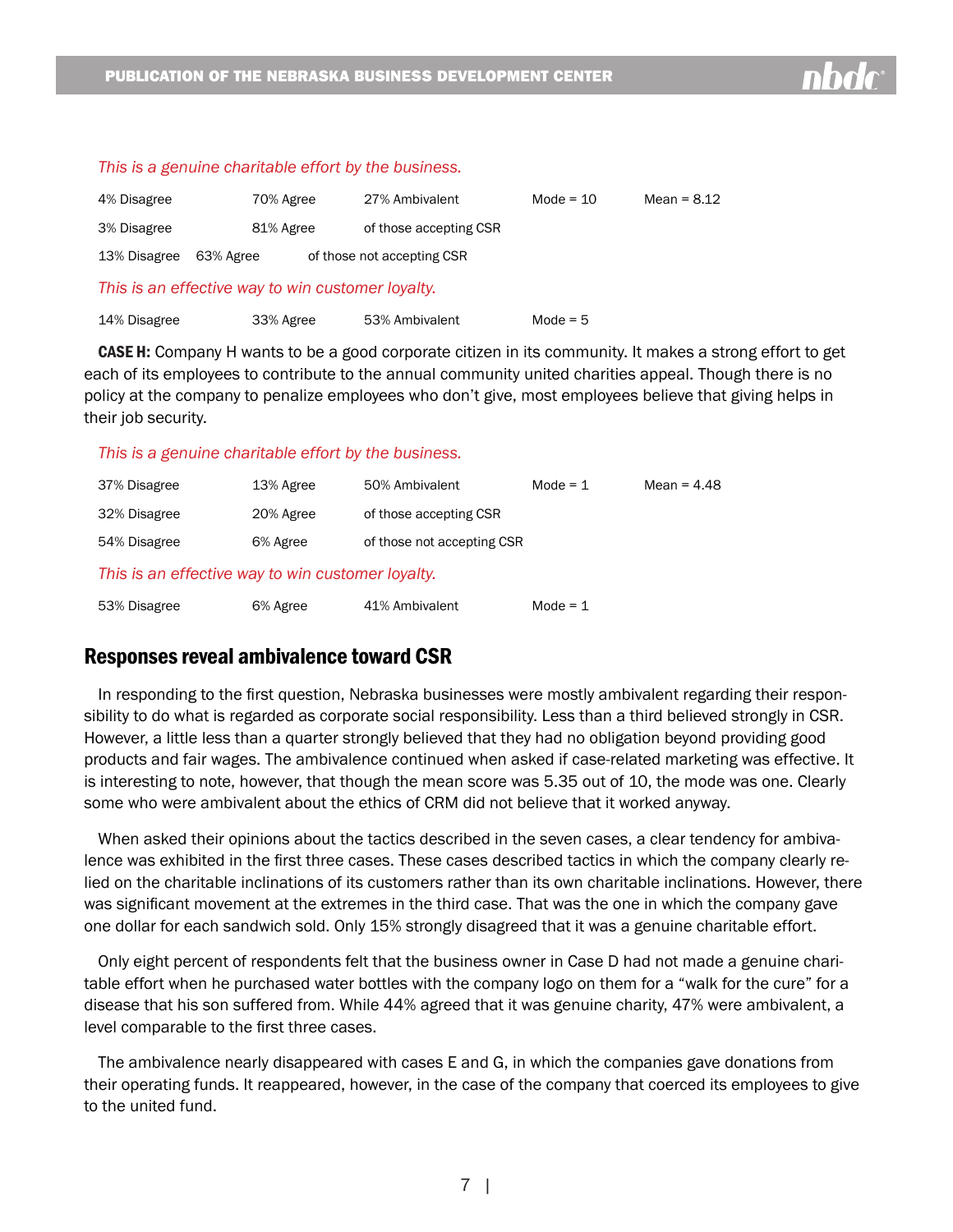*This is a genuine charitable effort by the business.*

| | | | | |
|---|---|---|---|---|
| 4% Disagree | 70% Agree | 27% Ambivalent | Mode = 10 | Mean = 8.12 |
| 3% Disagree | 81% Agree | of those accepting CSR | | |
| 13% Disagree | 63% Agree | of those not accepting CSR | | |

*This is an effective way to win customer loyalty.*

| | | | |
|---|---|---|---|
| 14% Disagree | 33% Agree | 53% Ambivalent | Mode = 5 |

**CASE H:** Company H wants to be a good corporate citizen in its community. It makes a strong effort to get each of its employees to contribute to the annual community united charities appeal. Though there is no policy at the company to penalize employees who don't give, most employees believe that giving helps in their job security.

*This is a genuine charitable effort by the business.*

| | | | | |
|---|---|---|---|---|
| 37% Disagree | 13% Agree | 50% Ambivalent | Mode = 1 | Mean = 4.48 |
| 32% Disagree | 20% Agree | of those accepting CSR | | |
| 54% Disagree | 6% Agree | of those not accepting CSR | | |

*This is an effective way to win customer loyalty.*

| | | | |
|---|---|---|---|
| 53% Disagree | 6% Agree | 41% Ambivalent | Mode = 1 |

## Responses reveal ambivalence toward CSR

In responding to the first question, Nebraska businesses were mostly ambivalent regarding their responsibility to do what is regarded as corporate social responsibility. Less than a third believed strongly in CSR. However, a little less than a quarter strongly believed that they had no obligation beyond providing good products and fair wages. The ambivalence continued when asked if case-related marketing was effective. It is interesting to note, however, that though the mean score was 5.35 out of 10, the mode was one. Clearly some who were ambivalent about the ethics of CRM did not believe that it worked anyway.

When asked their opinions about the tactics described in the seven cases, a clear tendency for ambivalence was exhibited in the first three cases. These cases described tactics in which the company clearly relied on the charitable inclinations of its customers rather than its own charitable inclinations. However, there was significant movement at the extremes in the third case. That was the one in which the company gave one dollar for each sandwich sold. Only 15% strongly disagreed that it was a genuine charitable effort.

Only eight percent of respondents felt that the business owner in Case D had not made a genuine charitable effort when he purchased water bottles with the company logo on them for a "walk for the cure" for a disease that his son suffered from. While 44% agreed that it was genuine charity, 47% were ambivalent, a level comparable to the first three cases.

The ambivalence nearly disappeared with cases E and G, in which the companies gave donations from their operating funds. It reappeared, however, in the case of the company that coerced its employees to give to the united fund.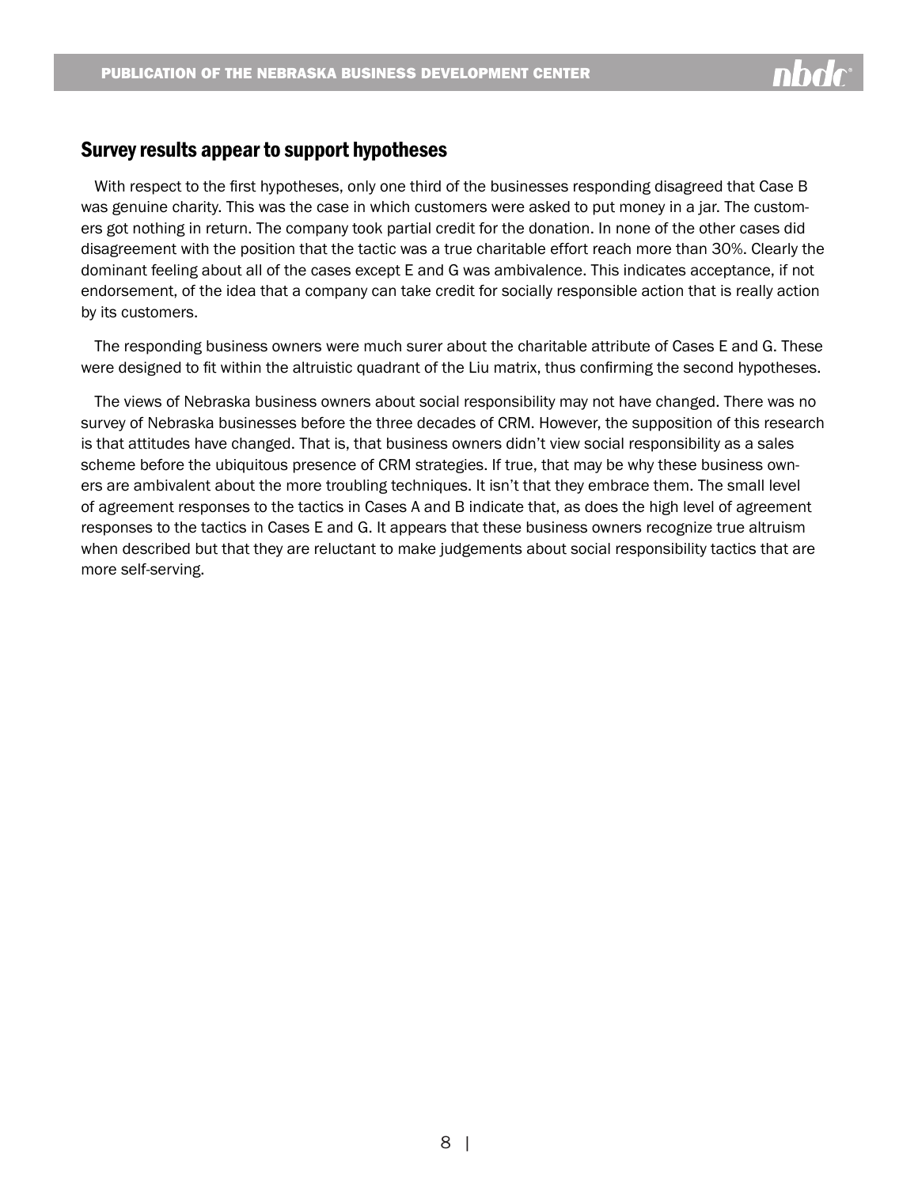## Survey results appear to support hypotheses

With respect to the first hypotheses, only one third of the businesses responding disagreed that Case B was genuine charity. This was the case in which customers were asked to put money in a jar. The customers got nothing in return. The company took partial credit for the donation. In none of the other cases did disagreement with the position that the tactic was a true charitable effort reach more than 30%. Clearly the dominant feeling about all of the cases except E and G was ambivalence. This indicates acceptance, if not endorsement, of the idea that a company can take credit for socially responsible action that is really action by its customers.

The responding business owners were much surer about the charitable attribute of Cases E and G. These were designed to fit within the altruistic quadrant of the Liu matrix, thus confirming the second hypotheses.

The views of Nebraska business owners about social responsibility may not have changed. There was no survey of Nebraska businesses before the three decades of CRM. However, the supposition of this research is that attitudes have changed. That is, that business owners didn't view social responsibility as a sales scheme before the ubiquitous presence of CRM strategies. If true, that may be why these business owners are ambivalent about the more troubling techniques. It isn't that they embrace them. The small level of agreement responses to the tactics in Cases A and B indicate that, as does the high level of agreement responses to the tactics in Cases E and G. It appears that these business owners recognize true altruism when described but that they are reluctant to make judgements about social responsibility tactics that are more self-serving.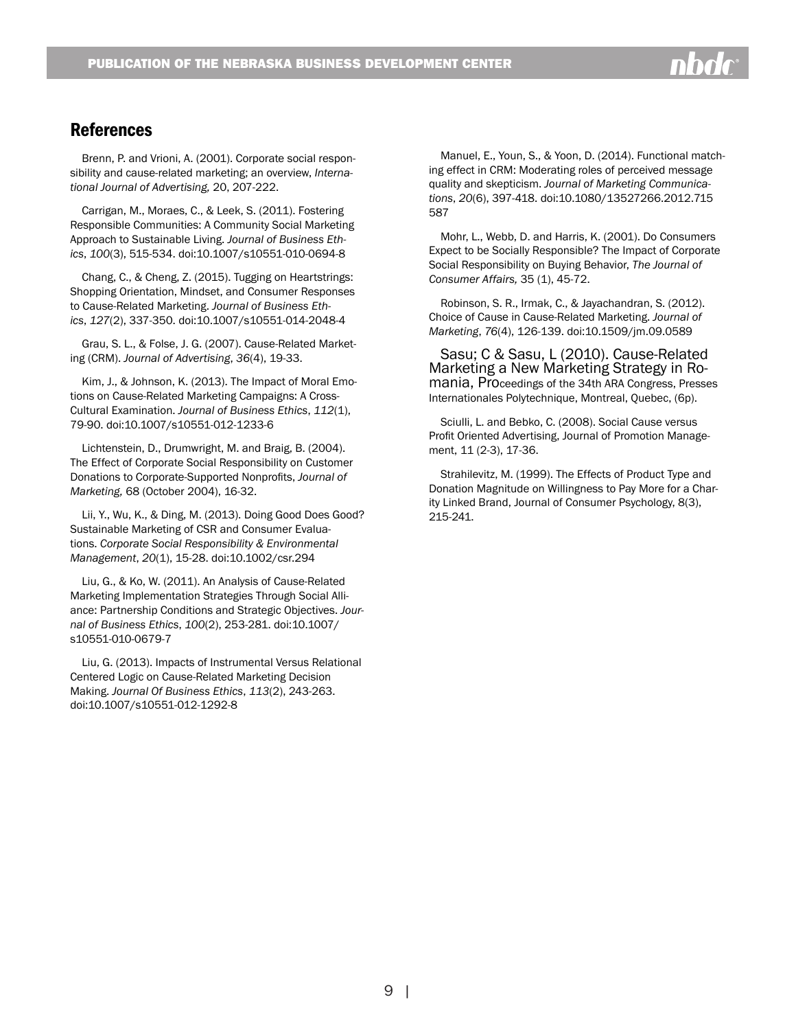## References

Brenn, P. and Vrioni, A. (2001). Corporate social responsibility and cause-related marketing; an overview, *International Journal of Advertising,* 20, 207-222.

Carrigan, M., Moraes, C., & Leek, S. (2011). Fostering Responsible Communities: A Community Social Marketing Approach to Sustainable Living. *Journal of Business Ethics*, *100*(3), 515-534. doi:10.1007/s10551-010-0694-8

Chang, C., & Cheng, Z. (2015). Tugging on Heartstrings: Shopping Orientation, Mindset, and Consumer Responses to Cause-Related Marketing. *Journal of Business Ethics*, *127*(2), 337-350. doi:10.1007/s10551-014-2048-4

Grau, S. L., & Folse, J. G. (2007). Cause-Related Marketing (CRM). *Journal of Advertising*, *36*(4), 19-33.

Kim, J., & Johnson, K. (2013). The Impact of Moral Emotions on Cause-Related Marketing Campaigns: A Cross-Cultural Examination. *Journal of Business Ethics*, *112*(1), 79-90. doi:10.1007/s10551-012-1233-6

Lichtenstein, D., Drumwright, M. and Braig, B. (2004). The Effect of Corporate Social Responsibility on Customer Donations to Corporate-Supported Nonprofits, *Journal of Marketing,* 68 (October 2004), 16-32.

Lii, Y., Wu, K., & Ding, M. (2013). Doing Good Does Good? Sustainable Marketing of CSR and Consumer Evaluations. *Corporate Social Responsibility & Environmental Management*, *20*(1), 15-28. doi:10.1002/csr.294

Liu, G., & Ko, W. (2011). An Analysis of Cause-Related Marketing Implementation Strategies Through Social Alliance: Partnership Conditions and Strategic Objectives. *Journal of Business Ethics*, *100*(2), 253-281. doi:10.1007/s10551-010-0679-7

Liu, G. (2013). Impacts of Instrumental Versus Relational Centered Logic on Cause-Related Marketing Decision Making. *Journal Of Business Ethics*, *113*(2), 243-263. doi:10.1007/s10551-012-1292-8

Manuel, E., Youn, S., & Yoon, D. (2014). Functional matching effect in CRM: Moderating roles of perceived message quality and skepticism. *Journal of Marketing Communications*, *20*(6), 397-418. doi:10.1080/13527266.2012.715587

Mohr, L., Webb, D. and Harris, K. (2001). Do Consumers Expect to be Socially Responsible? The Impact of Corporate Social Responsibility on Buying Behavior, *The Journal of Consumer Affairs,* 35 (1), 45-72.

Robinson, S. R., Irmak, C., & Jayachandran, S. (2012). Choice of Cause in Cause-Related Marketing. *Journal of Marketing*, *76*(4), 126-139. doi:10.1509/jm.09.0589

Sasu; C & Sasu, L (2010). Cause-Related Marketing a New Marketing Strategy in Romania, Proceedings of the 34th ARA Congress, Presses Internationales Polytechnique, Montreal, Quebec, (6p).

Sciulli, L. and Bebko, C. (2008). Social Cause versus Profit Oriented Advertising, Journal of Promotion Management, 11 (2-3), 17-36.

Strahilevitz, M. (1999). The Effects of Product Type and Donation Magnitude on Willingness to Pay More for a Charity Linked Brand, Journal of Consumer Psychology, 8(3), 215-241.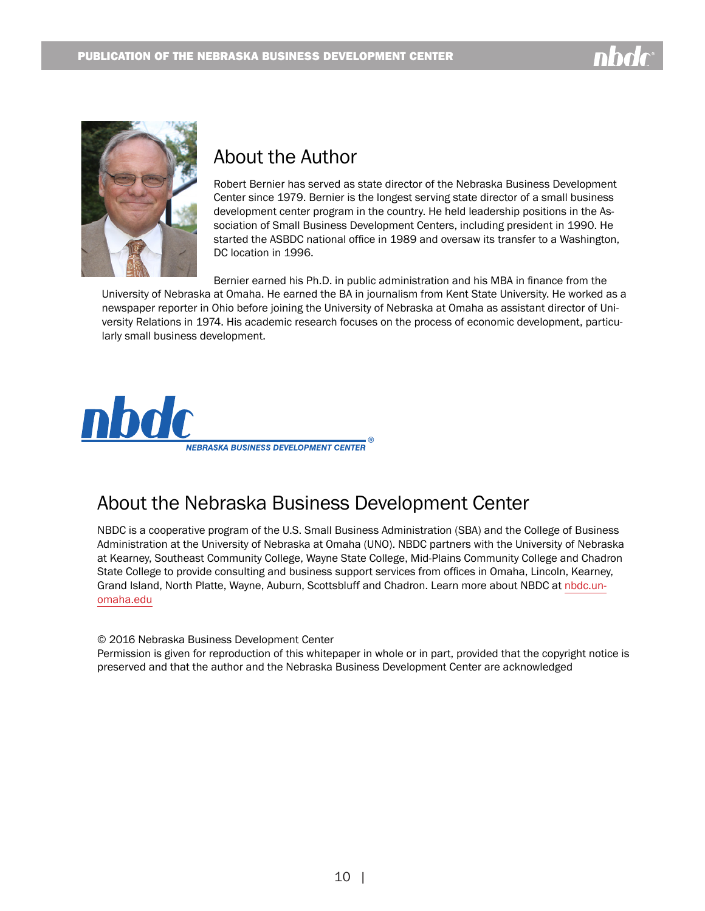## About the Author

Robert Bernier has served as state director of the Nebraska Business Development Center since 1979. Bernier is the longest serving state director of a small business development center program in the country. He held leadership positions in the Association of Small Business Development Centers, including president in 1990. He started the ASBDC national office in 1989 and oversaw its transfer to a Washington, DC location in 1996.

Bernier earned his Ph.D. in public administration and his MBA in finance from the University of Nebraska at Omaha. He earned the BA in journalism from Kent State University. He worked as a newspaper reporter in Ohio before joining the University of Nebraska at Omaha as assistant director of University Relations in 1974. His academic research focuses on the process of economic development, particularly small business development.

nbdc
NEBRASKA BUSINESS DEVELOPMENT CENTER

## About the Nebraska Business Development Center

NBDC is a cooperative program of the U.S. Small Business Administration (SBA) and the College of Business Administration at the University of Nebraska at Omaha (UNO). NBDC partners with the University of Nebraska at Kearney, Southeast Community College, Wayne State College, Mid-Plains Community College and Chadron State College to provide consulting and business support services from offices in Omaha, Lincoln, Kearney, Grand Island, North Platte, Wayne, Auburn, Scottsbluff and Chadron. Learn more about NBDC at nbdc.unomaha.edu

© 2016 Nebraska Business Development Center
Permission is given for reproduction of this whitepaper in whole or in part, provided that the copyright notice is preserved and that the author and the Nebraska Business Development Center are acknowledged